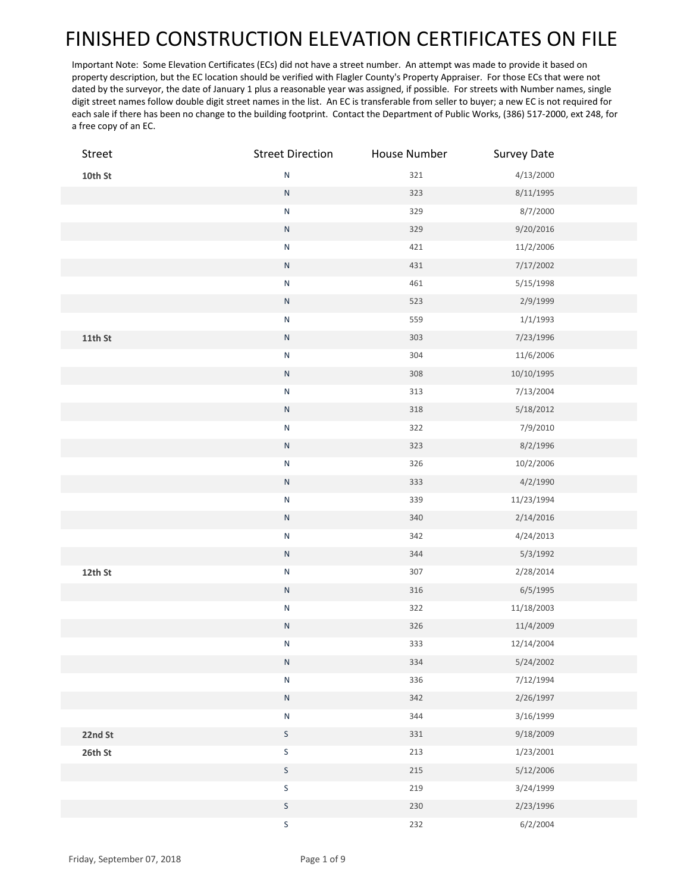# FINISHED CONSTRUCTION ELEVATION CERTIFICATES ON FILE

Important Note: Some Elevation Certificates (ECs) did not have a street number. An attempt was made to provide it based on property description, but the EC location should be verified with Flagler County's Property Appraiser. For those ECs that were not dated by the surveyor, the date of January 1 plus a reasonable year was assigned, if possible. For streets with Number names, single digit street names follow double digit street names in the list. An EC is transferable from seller to buyer; a new EC is not required for each sale if there has been no change to the building footprint. Contact the Department of Public Works, (386) 517-2000, ext 248, for a free copy of an EC.

| Street | Street Direction | House Number | Survey Date |
|---|---|---|---|
| **10th St** | N | 321 | 4/13/2000 |
| | N | 323 | 8/11/1995 |
| | N | 329 | 8/7/2000 |
| | N | 329 | 9/20/2016 |
| | N | 421 | 11/2/2006 |
| | N | 431 | 7/17/2002 |
| | N | 461 | 5/15/1998 |
| | N | 523 | 2/9/1999 |
| | N | 559 | 1/1/1993 |
| **11th St** | N | 303 | 7/23/1996 |
| | N | 304 | 11/6/2006 |
| | N | 308 | 10/10/1995 |
| | N | 313 | 7/13/2004 |
| | N | 318 | 5/18/2012 |
| | N | 322 | 7/9/2010 |
| | N | 323 | 8/2/1996 |
| | N | 326 | 10/2/2006 |
| | N | 333 | 4/2/1990 |
| | N | 339 | 11/23/1994 |
| | N | 340 | 2/14/2016 |
| | N | 342 | 4/24/2013 |
| | N | 344 | 5/3/1992 |
| **12th St** | N | 307 | 2/28/2014 |
| | N | 316 | 6/5/1995 |
| | N | 322 | 11/18/2003 |
| | N | 326 | 11/4/2009 |
| | N | 333 | 12/14/2004 |
| | N | 334 | 5/24/2002 |
| | N | 336 | 7/12/1994 |
| | N | 342 | 2/26/1997 |
| | N | 344 | 3/16/1999 |
| **22nd St** | S | 331 | 9/18/2009 |
| **26th St** | S | 213 | 1/23/2001 |
| | S | 215 | 5/12/2006 |
| | S | 219 | 3/24/1999 |
| | S | 230 | 2/23/1996 |
| | S | 232 | 6/2/2004 |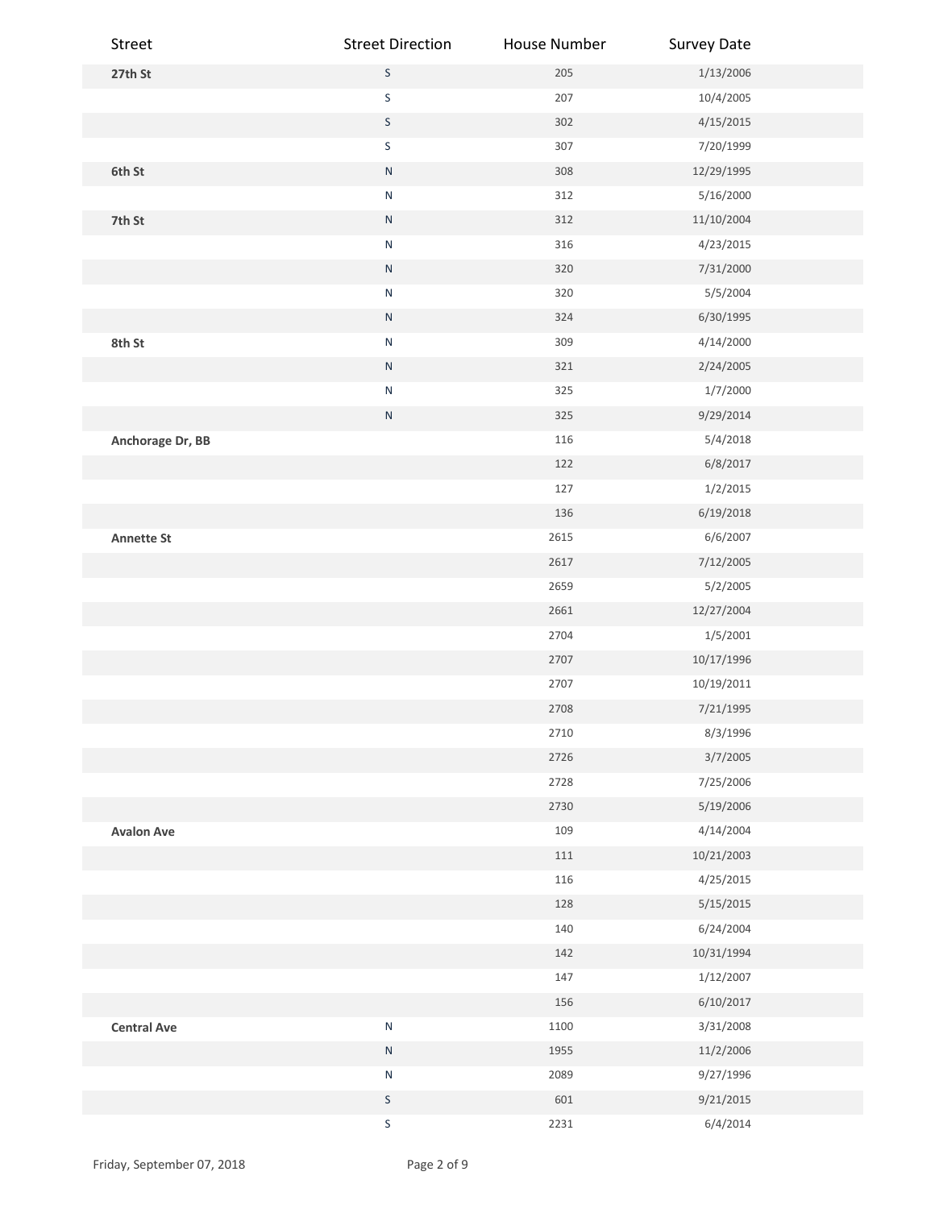| Street | Street Direction | House Number | Survey Date |
| --- | --- | --- | --- |
| **27th St** | S | 205 | 1/13/2006 |
| | S | 207 | 10/4/2005 |
| | S | 302 | 4/15/2015 |
| | S | 307 | 7/20/1999 |
| **6th St** | N | 308 | 12/29/1995 |
| | N | 312 | 5/16/2000 |
| **7th St** | N | 312 | 11/10/2004 |
| | N | 316 | 4/23/2015 |
| | N | 320 | 7/31/2000 |
| | N | 320 | 5/5/2004 |
| | N | 324 | 6/30/1995 |
| **8th St** | N | 309 | 4/14/2000 |
| | N | 321 | 2/24/2005 |
| | N | 325 | 1/7/2000 |
| | N | 325 | 9/29/2014 |
| **Anchorage Dr, BB** | | 116 | 5/4/2018 |
| | | 122 | 6/8/2017 |
| | | 127 | 1/2/2015 |
| | | 136 | 6/19/2018 |
| **Annette St** | | 2615 | 6/6/2007 |
| | | 2617 | 7/12/2005 |
| | | 2659 | 5/2/2005 |
| | | 2661 | 12/27/2004 |
| | | 2704 | 1/5/2001 |
| | | 2707 | 10/17/1996 |
| | | 2707 | 10/19/2011 |
| | | 2708 | 7/21/1995 |
| | | 2710 | 8/3/1996 |
| | | 2726 | 3/7/2005 |
| | | 2728 | 7/25/2006 |
| | | 2730 | 5/19/2006 |
| **Avalon Ave** | | 109 | 4/14/2004 |
| | | 111 | 10/21/2003 |
| | | 116 | 4/25/2015 |
| | | 128 | 5/15/2015 |
| | | 140 | 6/24/2004 |
| | | 142 | 10/31/1994 |
| | | 147 | 1/12/2007 |
| | | 156 | 6/10/2017 |
| **Central Ave** | N | 1100 | 3/31/2008 |
| | N | 1955 | 11/2/2006 |
| | N | 2089 | 9/27/1996 |
| | S | 601 | 9/21/2015 |
| | S | 2231 | 6/4/2014 |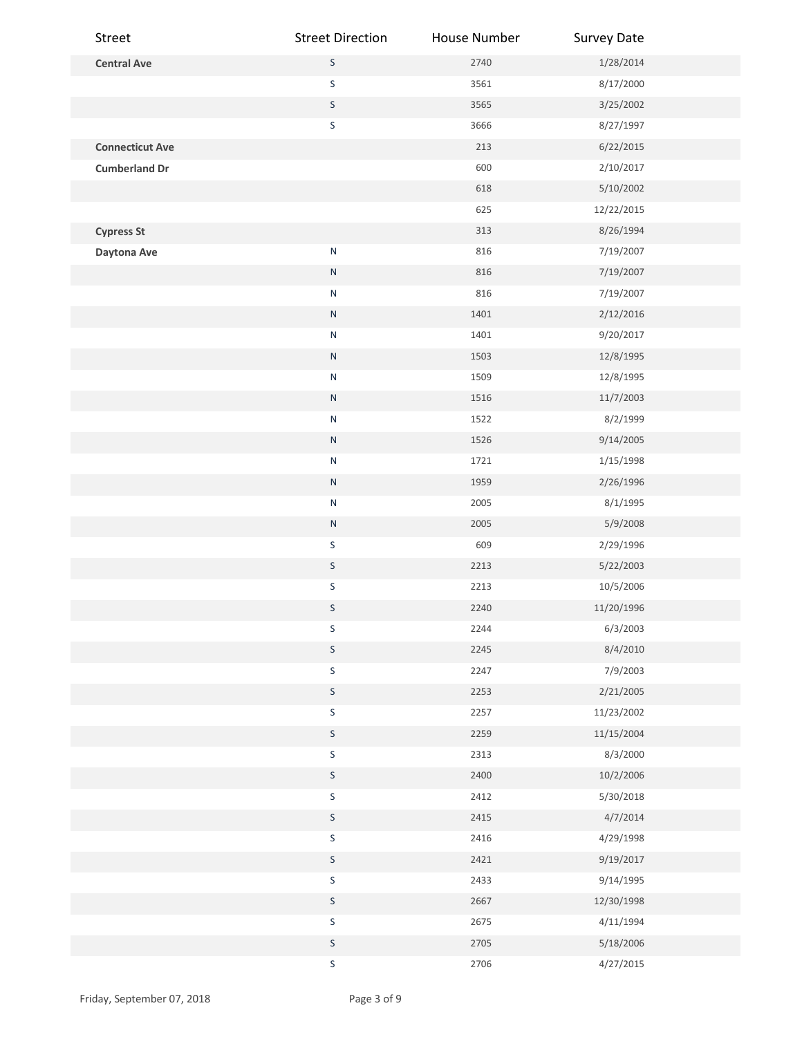| Street | Street Direction | House Number | Survey Date |
| --- | --- | --- | --- |
| **Central Ave** | S | 2740 | 1/28/2014 |
| | S | 3561 | 8/17/2000 |
| | S | 3565 | 3/25/2002 |
| | S | 3666 | 8/27/1997 |
| **Connecticut Ave** | | 213 | 6/22/2015 |
| **Cumberland Dr** | | 600 | 2/10/2017 |
| | | 618 | 5/10/2002 |
| | | 625 | 12/22/2015 |
| **Cypress St** | | 313 | 8/26/1994 |
| **Daytona Ave** | N | 816 | 7/19/2007 |
| | N | 816 | 7/19/2007 |
| | N | 816 | 7/19/2007 |
| | N | 1401 | 2/12/2016 |
| | N | 1401 | 9/20/2017 |
| | N | 1503 | 12/8/1995 |
| | N | 1509 | 12/8/1995 |
| | N | 1516 | 11/7/2003 |
| | N | 1522 | 8/2/1999 |
| | N | 1526 | 9/14/2005 |
| | N | 1721 | 1/15/1998 |
| | N | 1959 | 2/26/1996 |
| | N | 2005 | 8/1/1995 |
| | N | 2005 | 5/9/2008 |
| | S | 609 | 2/29/1996 |
| | S | 2213 | 5/22/2003 |
| | S | 2213 | 10/5/2006 |
| | S | 2240 | 11/20/1996 |
| | S | 2244 | 6/3/2003 |
| | S | 2245 | 8/4/2010 |
| | S | 2247 | 7/9/2003 |
| | S | 2253 | 2/21/2005 |
| | S | 2257 | 11/23/2002 |
| | S | 2259 | 11/15/2004 |
| | S | 2313 | 8/3/2000 |
| | S | 2400 | 10/2/2006 |
| | S | 2412 | 5/30/2018 |
| | S | 2415 | 4/7/2014 |
| | S | 2416 | 4/29/1998 |
| | S | 2421 | 9/19/2017 |
| | S | 2433 | 9/14/1995 |
| | S | 2667 | 12/30/1998 |
| | S | 2675 | 4/11/1994 |
| | S | 2705 | 5/18/2006 |
| | S | 2706 | 4/27/2015 |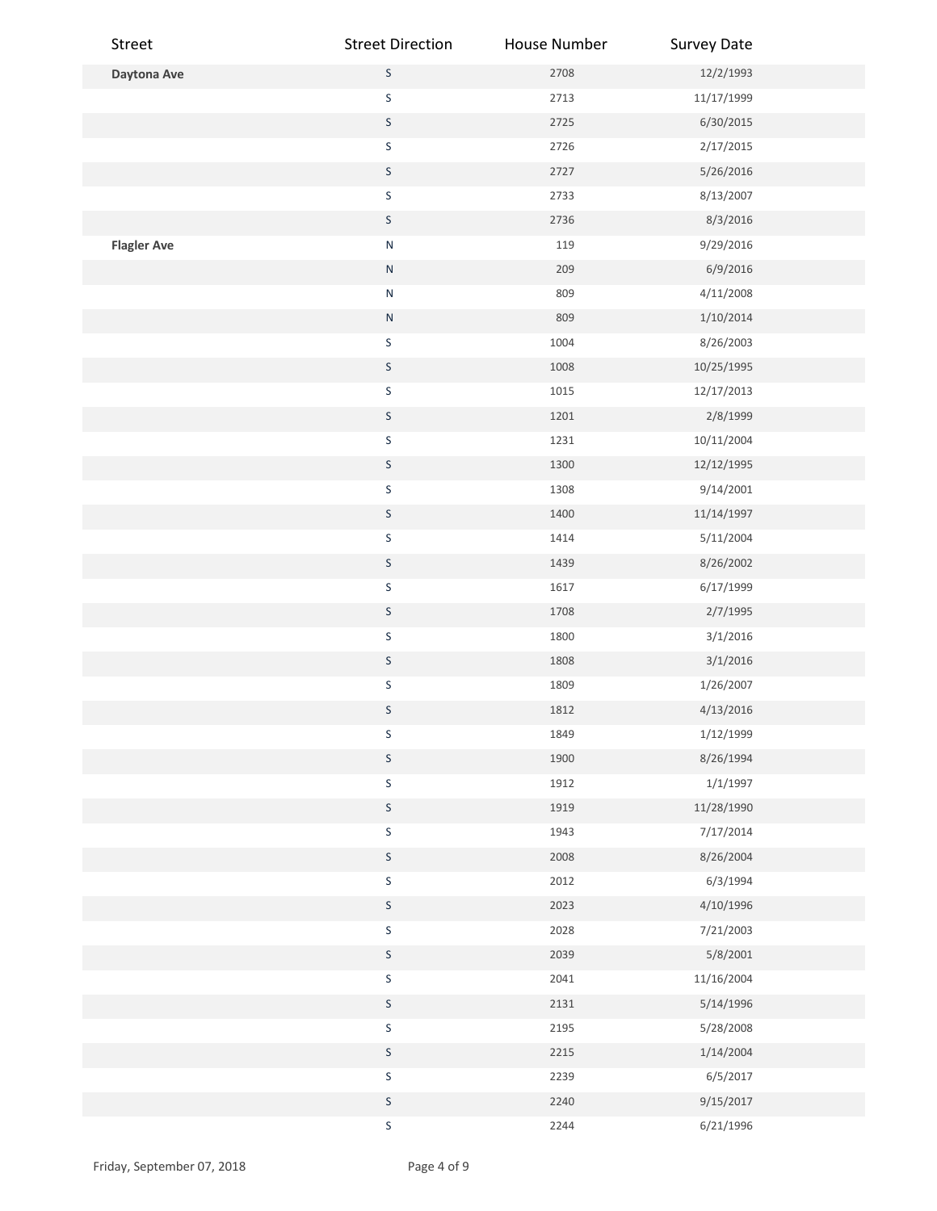| Street | Street Direction | House Number | Survey Date |
|---|---|---|---|
| **Daytona Ave** | S | 2708 | 12/2/1993 |
| | S | 2713 | 11/17/1999 |
| | S | 2725 | 6/30/2015 |
| | S | 2726 | 2/17/2015 |
| | S | 2727 | 5/26/2016 |
| | S | 2733 | 8/13/2007 |
| | S | 2736 | 8/3/2016 |
| **Flagler Ave** | N | 119 | 9/29/2016 |
| | N | 209 | 6/9/2016 |
| | N | 809 | 4/11/2008 |
| | N | 809 | 1/10/2014 |
| | S | 1004 | 8/26/2003 |
| | S | 1008 | 10/25/1995 |
| | S | 1015 | 12/17/2013 |
| | S | 1201 | 2/8/1999 |
| | S | 1231 | 10/11/2004 |
| | S | 1300 | 12/12/1995 |
| | S | 1308 | 9/14/2001 |
| | S | 1400 | 11/14/1997 |
| | S | 1414 | 5/11/2004 |
| | S | 1439 | 8/26/2002 |
| | S | 1617 | 6/17/1999 |
| | S | 1708 | 2/7/1995 |
| | S | 1800 | 3/1/2016 |
| | S | 1808 | 3/1/2016 |
| | S | 1809 | 1/26/2007 |
| | S | 1812 | 4/13/2016 |
| | S | 1849 | 1/12/1999 |
| | S | 1900 | 8/26/1994 |
| | S | 1912 | 1/1/1997 |
| | S | 1919 | 11/28/1990 |
| | S | 1943 | 7/17/2014 |
| | S | 2008 | 8/26/2004 |
| | S | 2012 | 6/3/1994 |
| | S | 2023 | 4/10/1996 |
| | S | 2028 | 7/21/2003 |
| | S | 2039 | 5/8/2001 |
| | S | 2041 | 11/16/2004 |
| | S | 2131 | 5/14/1996 |
| | S | 2195 | 5/28/2008 |
| | S | 2215 | 1/14/2004 |
| | S | 2239 | 6/5/2017 |
| | S | 2240 | 9/15/2017 |
| | S | 2244 | 6/21/1996 |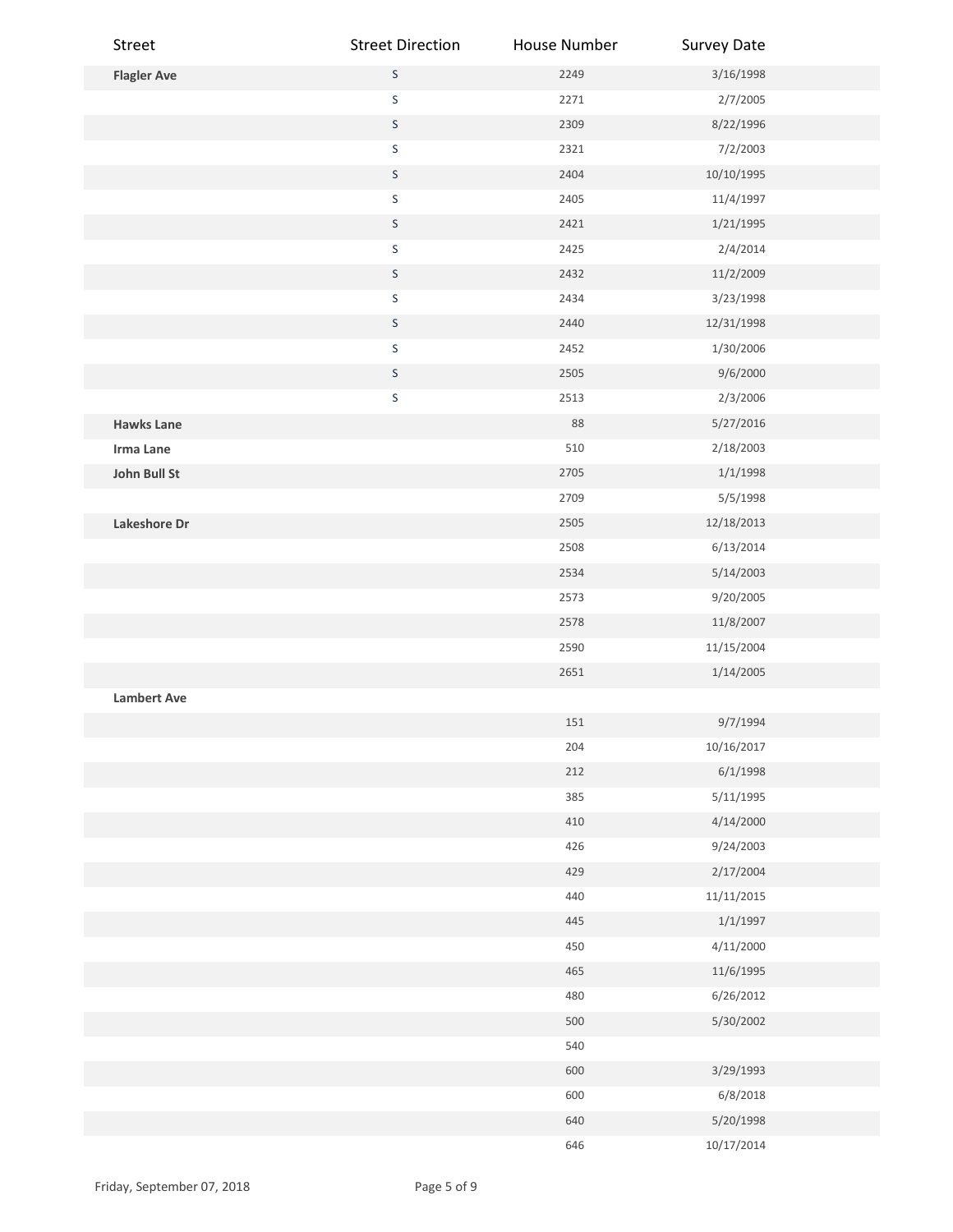| Street | Street Direction | House Number | Survey Date |
| --- | --- | --- | --- |
| **Flagler Ave** | S | 2249 | 3/16/1998 |
| | S | 2271 | 2/7/2005 |
| | S | 2309 | 8/22/1996 |
| | S | 2321 | 7/2/2003 |
| | S | 2404 | 10/10/1995 |
| | S | 2405 | 11/4/1997 |
| | S | 2421 | 1/21/1995 |
| | S | 2425 | 2/4/2014 |
| | S | 2432 | 11/2/2009 |
| | S | 2434 | 3/23/1998 |
| | S | 2440 | 12/31/1998 |
| | S | 2452 | 1/30/2006 |
| | S | 2505 | 9/6/2000 |
| | S | 2513 | 2/3/2006 |
| **Hawks Lane** | | 88 | 5/27/2016 |
| **Irma Lane** | | 510 | 2/18/2003 |
| **John Bull St** | | 2705 | 1/1/1998 |
| | | 2709 | 5/5/1998 |
| **Lakeshore Dr** | | 2505 | 12/18/2013 |
| | | 2508 | 6/13/2014 |
| | | 2534 | 5/14/2003 |
| | | 2573 | 9/20/2005 |
| | | 2578 | 11/8/2007 |
| | | 2590 | 11/15/2004 |
| | | 2651 | 1/14/2005 |
| **Lambert Ave** | | | |
| | | 151 | 9/7/1994 |
| | | 204 | 10/16/2017 |
| | | 212 | 6/1/1998 |
| | | 385 | 5/11/1995 |
| | | 410 | 4/14/2000 |
| | | 426 | 9/24/2003 |
| | | 429 | 2/17/2004 |
| | | 440 | 11/11/2015 |
| | | 445 | 1/1/1997 |
| | | 450 | 4/11/2000 |
| | | 465 | 11/6/1995 |
| | | 480 | 6/26/2012 |
| | | 500 | 5/30/2002 |
| | | 540 | |
| | | 600 | 3/29/1993 |
| | | 600 | 6/8/2018 |
| | | 640 | 5/20/1998 |
| | | 646 | 10/17/2014 |

Friday, September 07, 2018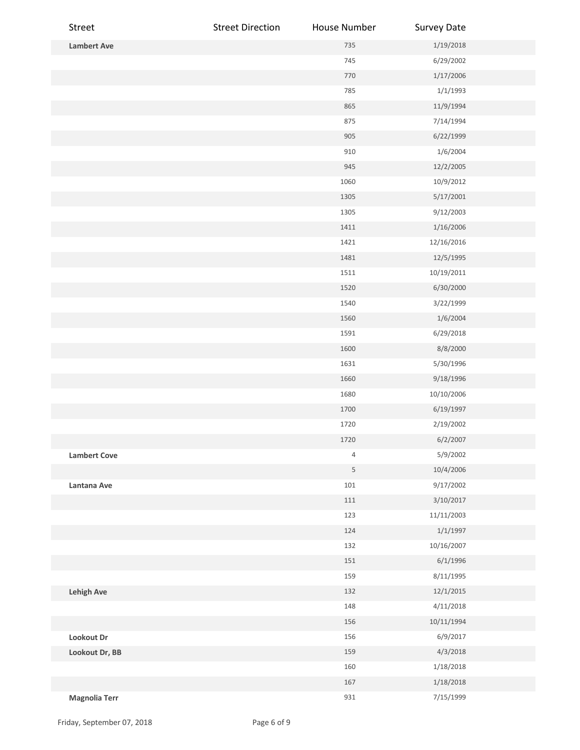| Street | Street Direction | House Number | Survey Date |
|---|---|---|---|
| **Lambert Ave** | | 735 | 1/19/2018 |
| | | 745 | 6/29/2002 |
| | | 770 | 1/17/2006 |
| | | 785 | 1/1/1993 |
| | | 865 | 11/9/1994 |
| | | 875 | 7/14/1994 |
| | | 905 | 6/22/1999 |
| | | 910 | 1/6/2004 |
| | | 945 | 12/2/2005 |
| | | 1060 | 10/9/2012 |
| | | 1305 | 5/17/2001 |
| | | 1305 | 9/12/2003 |
| | | 1411 | 1/16/2006 |
| | | 1421 | 12/16/2016 |
| | | 1481 | 12/5/1995 |
| | | 1511 | 10/19/2011 |
| | | 1520 | 6/30/2000 |
| | | 1540 | 3/22/1999 |
| | | 1560 | 1/6/2004 |
| | | 1591 | 6/29/2018 |
| | | 1600 | 8/8/2000 |
| | | 1631 | 5/30/1996 |
| | | 1660 | 9/18/1996 |
| | | 1680 | 10/10/2006 |
| | | 1700 | 6/19/1997 |
| | | 1720 | 2/19/2002 |
| | | 1720 | 6/2/2007 |
| **Lambert Cove** | | 4 | 5/9/2002 |
| | | 5 | 10/4/2006 |
| **Lantana Ave** | | 101 | 9/17/2002 |
| | | 111 | 3/10/2017 |
| | | 123 | 11/11/2003 |
| | | 124 | 1/1/1997 |
| | | 132 | 10/16/2007 |
| | | 151 | 6/1/1996 |
| | | 159 | 8/11/1995 |
| **Lehigh Ave** | | 132 | 12/1/2015 |
| | | 148 | 4/11/2018 |
| | | 156 | 10/11/1994 |
| **Lookout Dr** | | 156 | 6/9/2017 |
| **Lookout Dr, BB** | | 159 | 4/3/2018 |
| | | 160 | 1/18/2018 |
| | | 167 | 1/18/2018 |
| **Magnolia Terr** | | 931 | 7/15/1999 |

Friday, September 07, 2018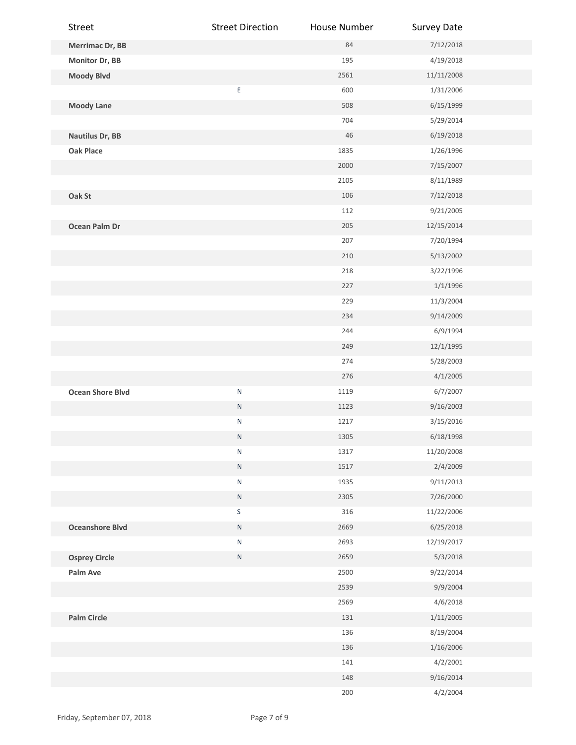| Street | Street Direction | House Number | Survey Date |
|---|---|---|---|
| **Merrimac Dr, BB** | | 84 | 7/12/2018 |
| **Monitor Dr, BB** | | 195 | 4/19/2018 |
| **Moody Blvd** | | 2561 | 11/11/2008 |
| | E | 600 | 1/31/2006 |
| **Moody Lane** | | 508 | 6/15/1999 |
| | | 704 | 5/29/2014 |
| **Nautilus Dr, BB** | | 46 | 6/19/2018 |
| **Oak Place** | | 1835 | 1/26/1996 |
| | | 2000 | 7/15/2007 |
| | | 2105 | 8/11/1989 |
| **Oak St** | | 106 | 7/12/2018 |
| | | 112 | 9/21/2005 |
| **Ocean Palm Dr** | | 205 | 12/15/2014 |
| | | 207 | 7/20/1994 |
| | | 210 | 5/13/2002 |
| | | 218 | 3/22/1996 |
| | | 227 | 1/1/1996 |
| | | 229 | 11/3/2004 |
| | | 234 | 9/14/2009 |
| | | 244 | 6/9/1994 |
| | | 249 | 12/1/1995 |
| | | 274 | 5/28/2003 |
| | | 276 | 4/1/2005 |
| **Ocean Shore Blvd** | N | 1119 | 6/7/2007 |
| | N | 1123 | 9/16/2003 |
| | N | 1217 | 3/15/2016 |
| | N | 1305 | 6/18/1998 |
| | N | 1317 | 11/20/2008 |
| | N | 1517 | 2/4/2009 |
| | N | 1935 | 9/11/2013 |
| | N | 2305 | 7/26/2000 |
| | S | 316 | 11/22/2006 |
| **Oceanshore Blvd** | N | 2669 | 6/25/2018 |
| | N | 2693 | 12/19/2017 |
| **Osprey Circle** | N | 2659 | 5/3/2018 |
| **Palm Ave** | | 2500 | 9/22/2014 |
| | | 2539 | 9/9/2004 |
| | | 2569 | 4/6/2018 |
| **Palm Circle** | | 131 | 1/11/2005 |
| | | 136 | 8/19/2004 |
| | | 136 | 1/16/2006 |
| | | 141 | 4/2/2001 |
| | | 148 | 9/16/2014 |
| | | 200 | 4/2/2004 |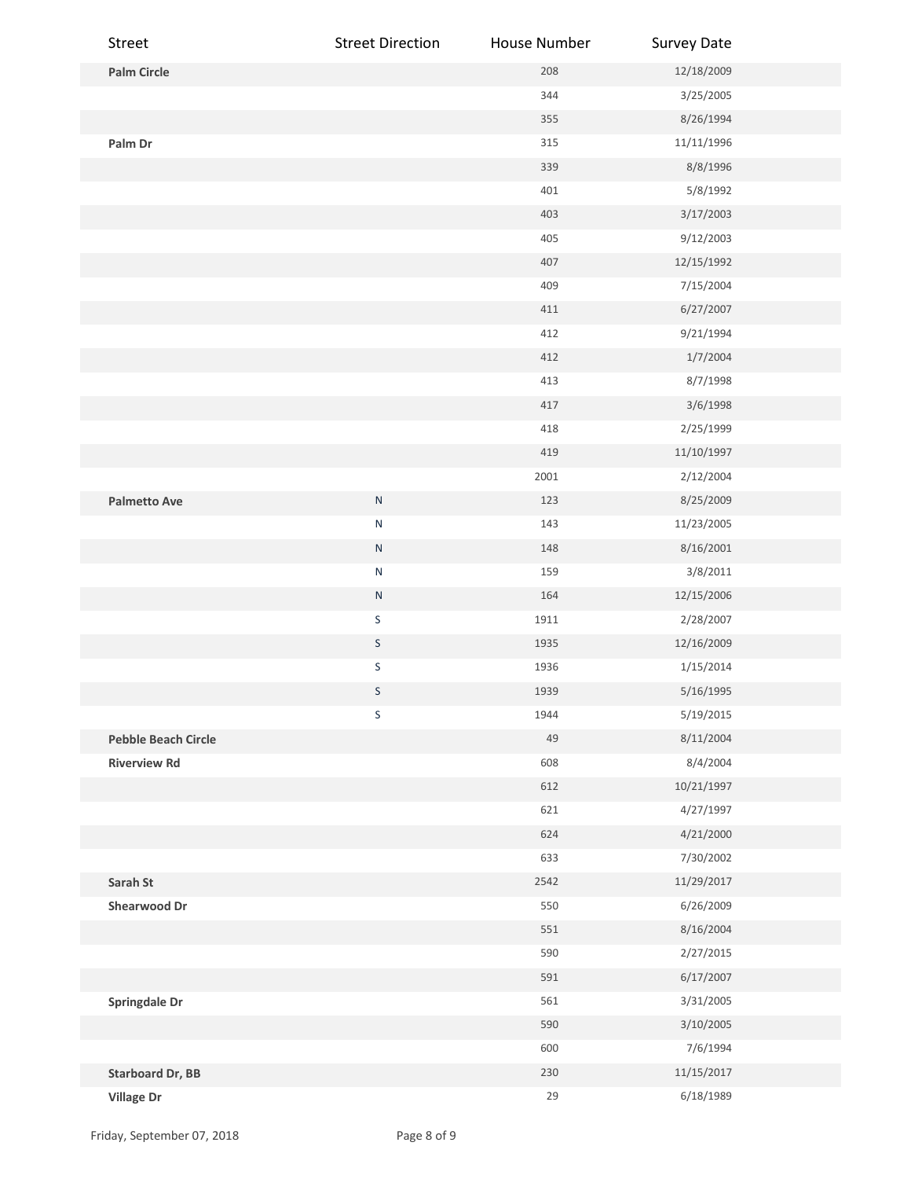| Street | Street Direction | House Number | Survey Date |
|---|---|---|---|
| **Palm Circle** | | 208 | 12/18/2009 |
| | | 344 | 3/25/2005 |
| | | 355 | 8/26/1994 |
| **Palm Dr** | | 315 | 11/11/1996 |
| | | 339 | 8/8/1996 |
| | | 401 | 5/8/1992 |
| | | 403 | 3/17/2003 |
| | | 405 | 9/12/2003 |
| | | 407 | 12/15/1992 |
| | | 409 | 7/15/2004 |
| | | 411 | 6/27/2007 |
| | | 412 | 9/21/1994 |
| | | 412 | 1/7/2004 |
| | | 413 | 8/7/1998 |
| | | 417 | 3/6/1998 |
| | | 418 | 2/25/1999 |
| | | 419 | 11/10/1997 |
| | | 2001 | 2/12/2004 |
| **Palmetto Ave** | N | 123 | 8/25/2009 |
| | N | 143 | 11/23/2005 |
| | N | 148 | 8/16/2001 |
| | N | 159 | 3/8/2011 |
| | N | 164 | 12/15/2006 |
| | S | 1911 | 2/28/2007 |
| | S | 1935 | 12/16/2009 |
| | S | 1936 | 1/15/2014 |
| | S | 1939 | 5/16/1995 |
| | S | 1944 | 5/19/2015 |
| **Pebble Beach Circle** | | 49 | 8/11/2004 |
| **Riverview Rd** | | 608 | 8/4/2004 |
| | | 612 | 10/21/1997 |
| | | 621 | 4/27/1997 |
| | | 624 | 4/21/2000 |
| | | 633 | 7/30/2002 |
| **Sarah St** | | 2542 | 11/29/2017 |
| **Shearwood Dr** | | 550 | 6/26/2009 |
| | | 551 | 8/16/2004 |
| | | 590 | 2/27/2015 |
| | | 591 | 6/17/2007 |
| **Springdale Dr** | | 561 | 3/31/2005 |
| | | 590 | 3/10/2005 |
| | | 600 | 7/6/1994 |
| **Starboard Dr, BB** | | 230 | 11/15/2017 |
| **Village Dr** | | 29 | 6/18/1989 |

Friday, September 07, 2018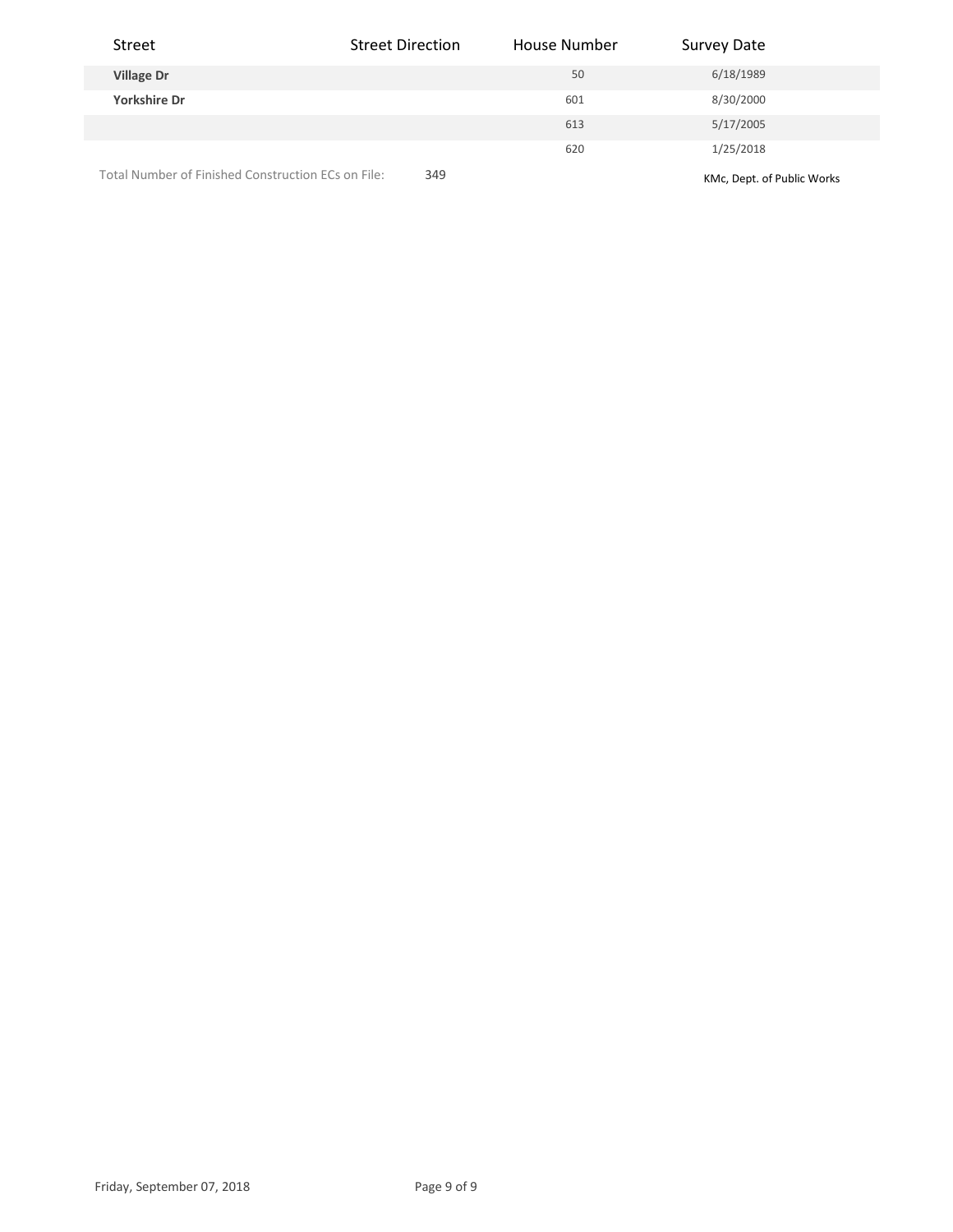| Street | Street Direction | House Number | Survey Date |
|---|---|---|---|
| **Village Dr** | | 50 | 6/18/1989 |
| **Yorkshire Dr** | | 601 | 8/30/2000 |
| | | 613 | 5/17/2005 |
| | | 620 | 1/25/2018 |

Total Number of Finished Construction ECs on File: 349

KMc, Dept. of Public Works